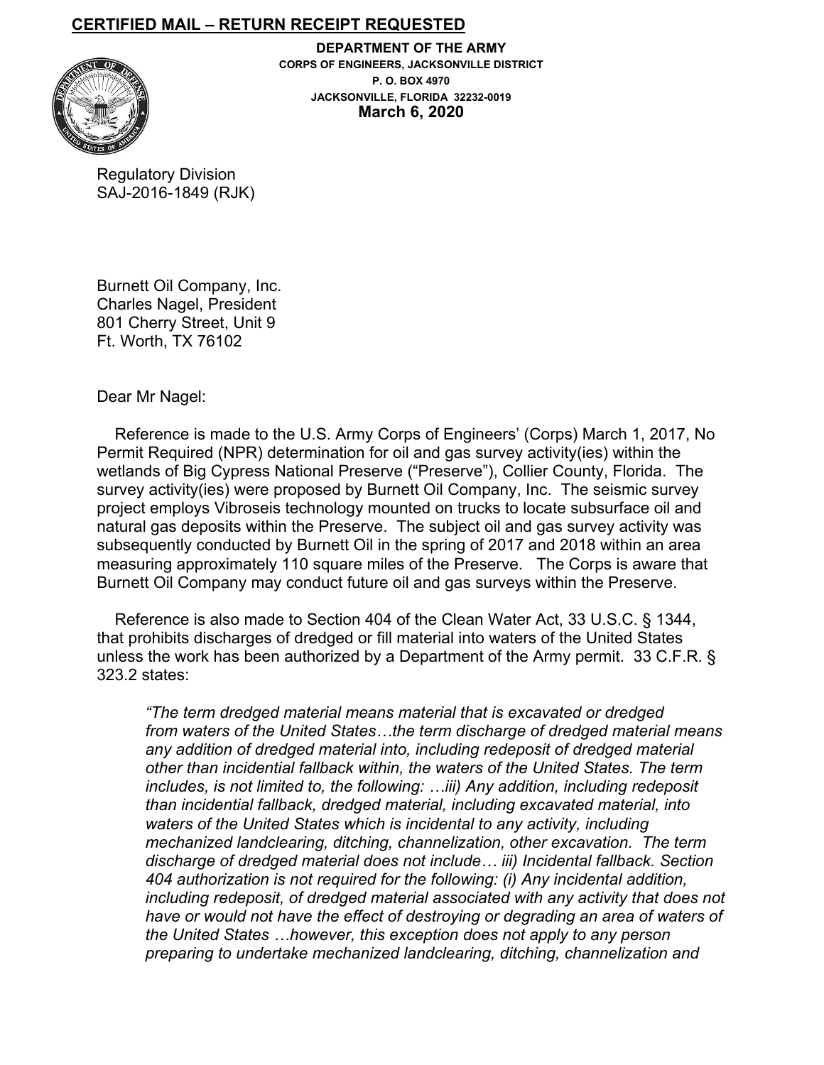**CERTIFIED MAIL – RETURN RECEIPT REQUESTED**

**DEPARTMENT OF THE ARMY**
**CORPS OF ENGINEERS, JACKSONVILLE DISTRICT**
**P. O. BOX 4970**
**JACKSONVILLE, FLORIDA 32232-0019**
**March 6, 2020**

Regulatory Division
SAJ-2016-1849 (RJK)

Burnett Oil Company, Inc.
Charles Nagel, President
801 Cherry Street, Unit 9
Ft. Worth, TX 76102

Dear Mr Nagel:

Reference is made to the U.S. Army Corps of Engineers' (Corps) March 1, 2017, No Permit Required (NPR) determination for oil and gas survey activity(ies) within the wetlands of Big Cypress National Preserve ("Preserve"), Collier County, Florida. The survey activity(ies) were proposed by Burnett Oil Company, Inc. The seismic survey project employs Vibroseis technology mounted on trucks to locate subsurface oil and natural gas deposits within the Preserve. The subject oil and gas survey activity was subsequently conducted by Burnett Oil in the spring of 2017 and 2018 within an area measuring approximately 110 square miles of the Preserve. The Corps is aware that Burnett Oil Company may conduct future oil and gas surveys within the Preserve.

Reference is also made to Section 404 of the Clean Water Act, 33 U.S.C. § 1344, that prohibits discharges of dredged or fill material into waters of the United States unless the work has been authorized by a Department of the Army permit. 33 C.F.R. § 323.2 states:

> *"The term dredged material means material that is excavated or dredged from waters of the United States…the term discharge of dredged material means any addition of dredged material into, including redeposit of dredged material other than incidiential fallback within, the waters of the United States. The term includes, is not limited to, the following: …iii) Any addition, including redeposit than incidiential fallback, dredged material, including excavated material, into waters of the United States which is incidental to any activity, including mechanized landclearing, ditching, channelization, other excavation. The term discharge of dredged material does not include… iii) Incidental fallback. Section 404 authorization is not required for the following: (i) Any incidental addition, including redeposit, of dredged material associated with any activity that does not have or would not have the effect of destroying or degrading an area of waters of the United States …however, this exception does not apply to any person preparing to undertake mechanized landclearing, ditching, channelization and*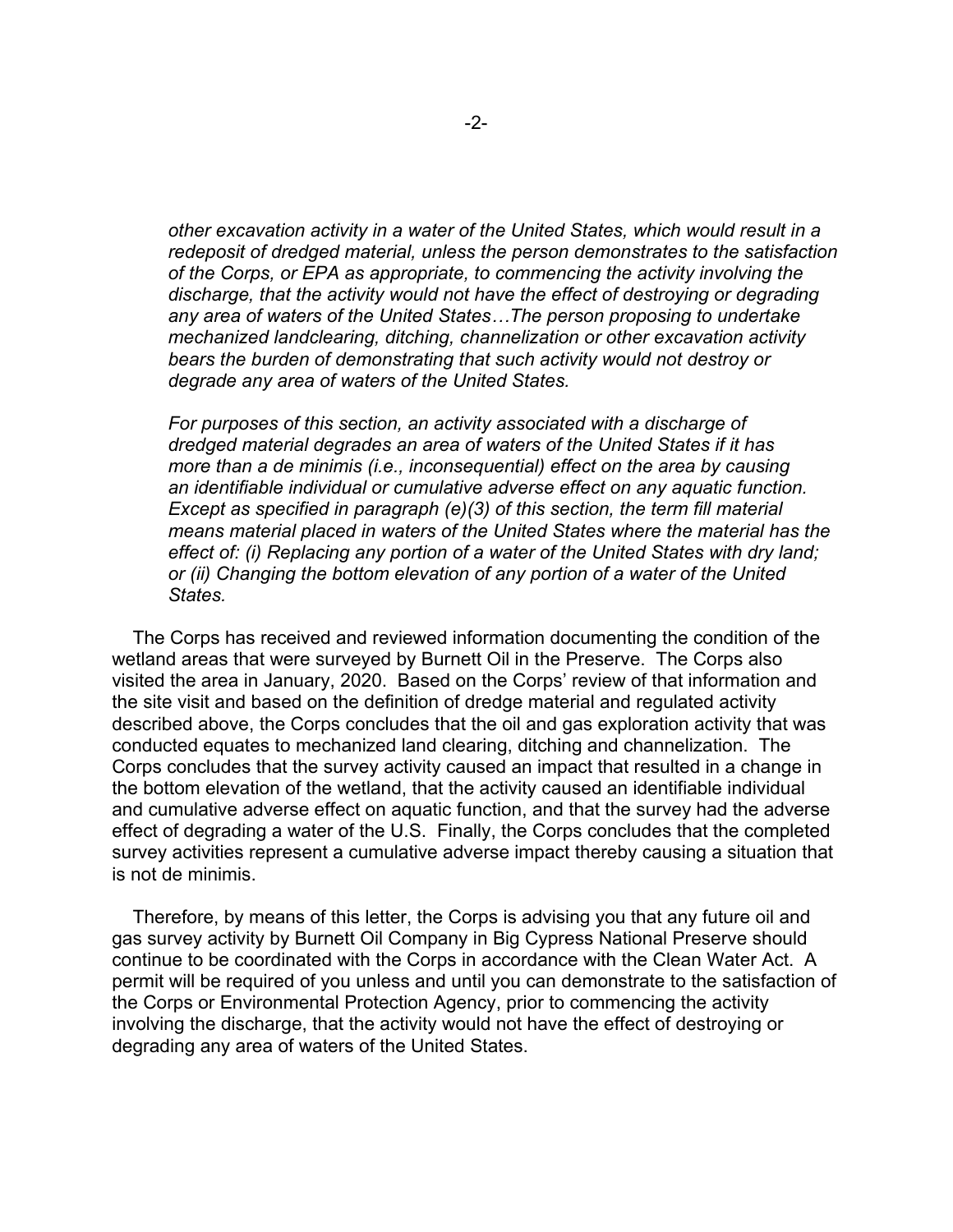*other excavation activity in a water of the United States, which would result in a redeposit of dredged material, unless the person demonstrates to the satisfaction of the Corps, or EPA as appropriate, to commencing the activity involving the discharge, that the activity would not have the effect of destroying or degrading any area of waters of the United States…The person proposing to undertake mechanized landclearing, ditching, channelization or other excavation activity bears the burden of demonstrating that such activity would not destroy or degrade any area of waters of the United States.*

*For purposes of this section, an activity associated with a discharge of dredged material degrades an area of waters of the United States if it has more than a de minimis (i.e., inconsequential) effect on the area by causing an identifiable individual or cumulative adverse effect on any aquatic function. Except as specified in paragraph (e)(3) of this section, the term fill material means material placed in waters of the United States where the material has the effect of: (i) Replacing any portion of a water of the United States with dry land; or (ii) Changing the bottom elevation of any portion of a water of the United States.*

The Corps has received and reviewed information documenting the condition of the wetland areas that were surveyed by Burnett Oil in the Preserve. The Corps also visited the area in January, 2020. Based on the Corps' review of that information and the site visit and based on the definition of dredge material and regulated activity described above, the Corps concludes that the oil and gas exploration activity that was conducted equates to mechanized land clearing, ditching and channelization. The Corps concludes that the survey activity caused an impact that resulted in a change in the bottom elevation of the wetland, that the activity caused an identifiable individual and cumulative adverse effect on aquatic function, and that the survey had the adverse effect of degrading a water of the U.S. Finally, the Corps concludes that the completed survey activities represent a cumulative adverse impact thereby causing a situation that is not de minimis.

Therefore, by means of this letter, the Corps is advising you that any future oil and gas survey activity by Burnett Oil Company in Big Cypress National Preserve should continue to be coordinated with the Corps in accordance with the Clean Water Act. A permit will be required of you unless and until you can demonstrate to the satisfaction of the Corps or Environmental Protection Agency, prior to commencing the activity involving the discharge, that the activity would not have the effect of destroying or degrading any area of waters of the United States.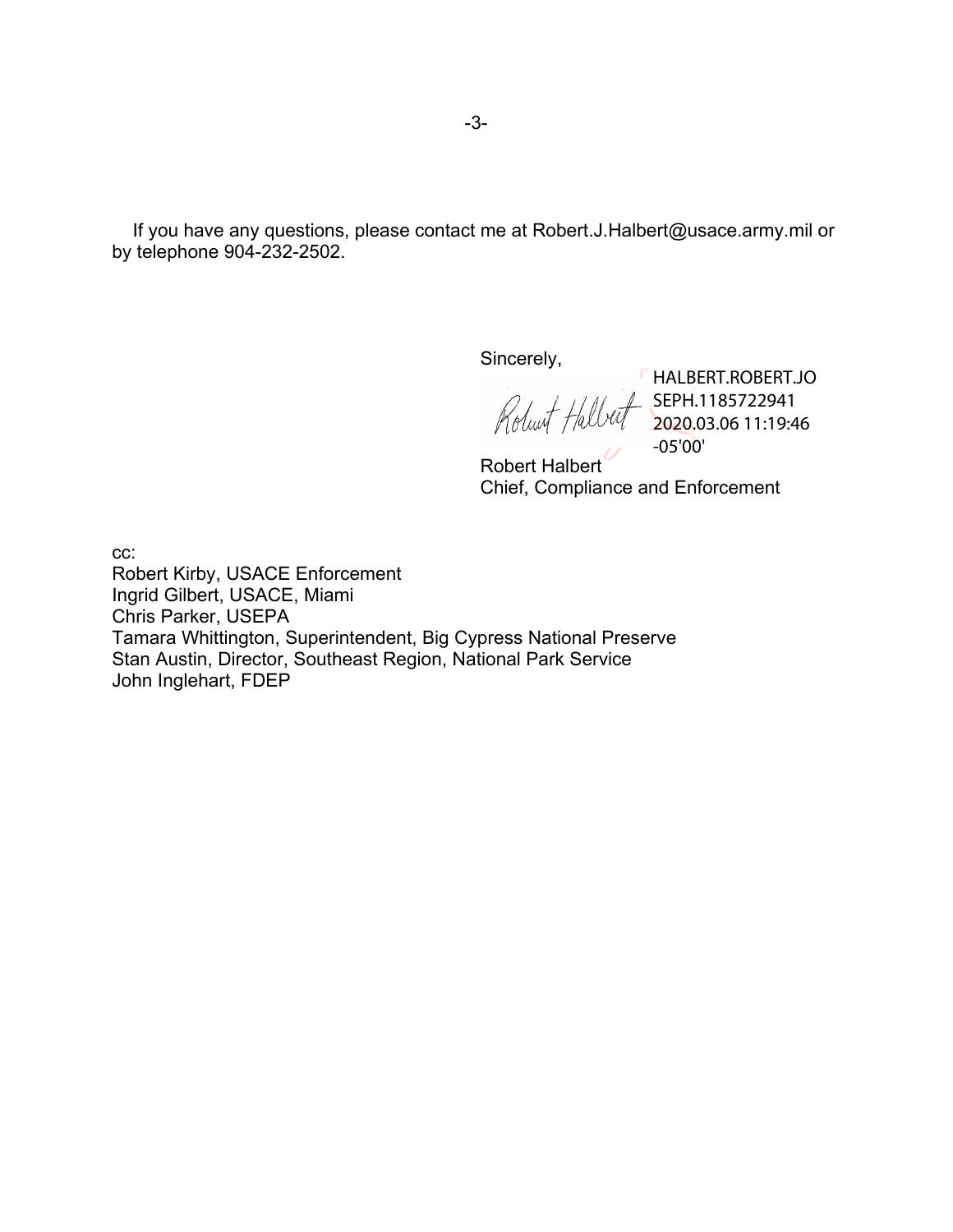If you have any questions, please contact me at Robert.J.Halbert@usace.army.mil or by telephone 904-232-2502.

Sincerely,

HALBERT.ROBERT.JOSEPH.1185722941
2020.03.06 11:19:46 -05'00'

Robert Halbert
Chief, Compliance and Enforcement

cc:
Robert Kirby, USACE Enforcement
Ingrid Gilbert, USACE, Miami
Chris Parker, USEPA
Tamara Whittington, Superintendent, Big Cypress National Preserve
Stan Austin, Director, Southeast Region, National Park Service
John Inglehart, FDEP